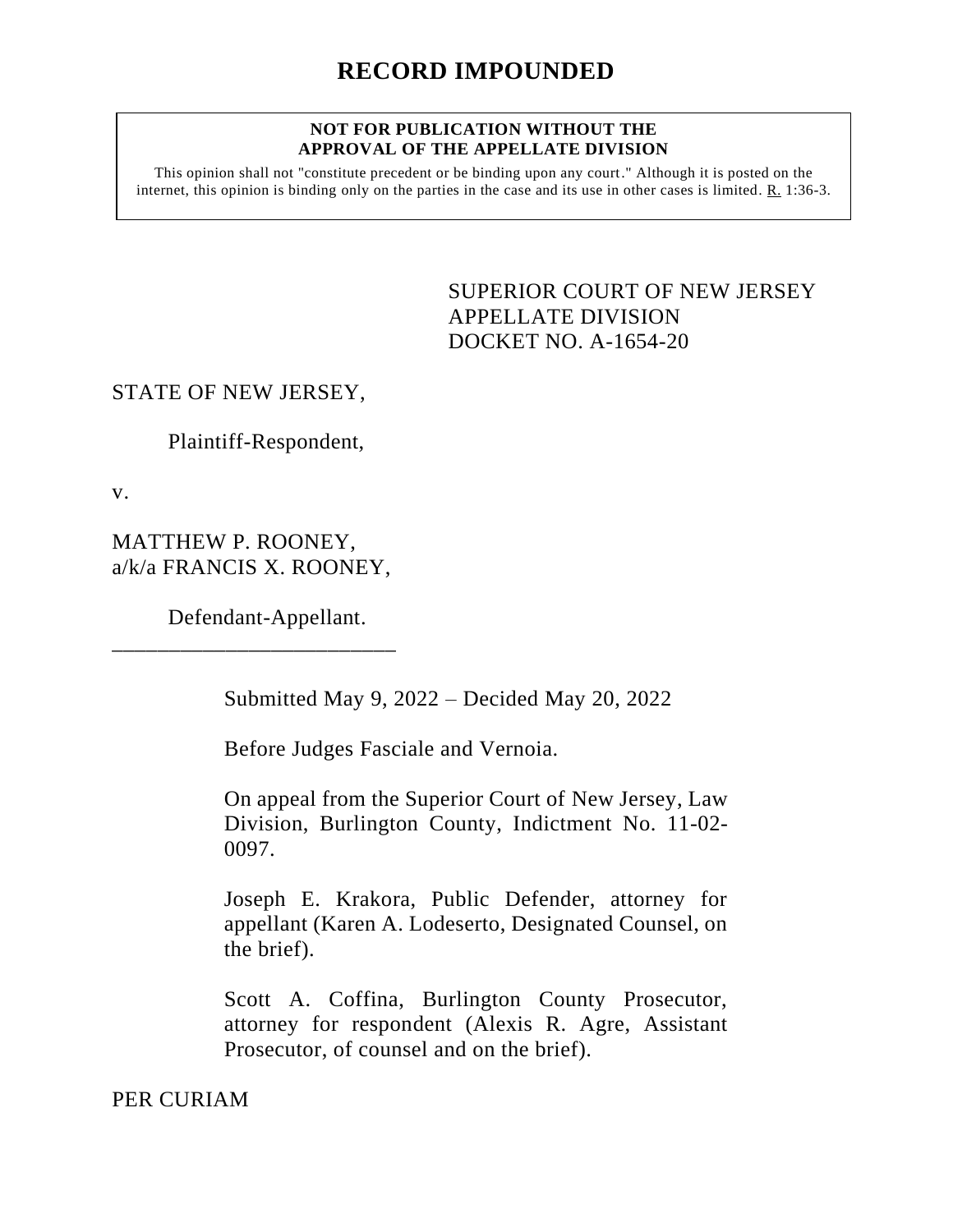# RECORD IMPOUNDED

**NOT FOR PUBLICATION WITHOUT THE APPROVAL OF THE APPELLATE DIVISION**

This opinion shall not "constitute precedent or be binding upon any court." Although it is posted on the internet, this opinion is binding only on the parties in the case and its use in other cases is limited. R. 1:36-3.

SUPERIOR COURT OF NEW JERSEY
APPELLATE DIVISION
DOCKET NO. A-1654-20

STATE OF NEW JERSEY,

Plaintiff-Respondent,

v.

MATTHEW P. ROONEY,
a/k/a FRANCIS X. ROONEY,

Defendant-Appellant.

\_\_\_\_\_\_\_\_\_\_\_\_\_\_\_\_\_\_\_\_\_\_\_\_\_\_

Submitted May 9, 2022 – Decided May 20, 2022

Before Judges Fasciale and Vernoia.

On appeal from the Superior Court of New Jersey, Law Division, Burlington County, Indictment No. 11-02-0097.

Joseph E. Krakora, Public Defender, attorney for appellant (Karen A. Lodeserto, Designated Counsel, on the brief).

Scott A. Coffina, Burlington County Prosecutor, attorney for respondent (Alexis R. Agre, Assistant Prosecutor, of counsel and on the brief).

PER CURIAM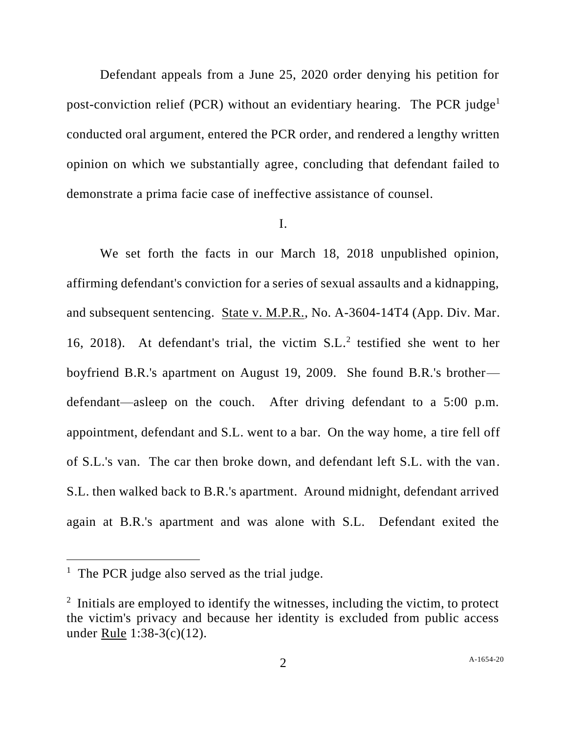Defendant appeals from a June 25, 2020 order denying his petition for post-conviction relief (PCR) without an evidentiary hearing. The PCR judge[1] conducted oral argument, entered the PCR order, and rendered a lengthy written opinion on which we substantially agree, concluding that defendant failed to demonstrate a prima facie case of ineffective assistance of counsel.

I.

We set forth the facts in our March 18, 2018 unpublished opinion, affirming defendant's conviction for a series of sexual assaults and a kidnapping, and subsequent sentencing. State v. M.P.R., No. A-3604-14T4 (App. Div. Mar. 16, 2018). At defendant's trial, the victim S.L.[2] testified she went to her boyfriend B.R.'s apartment on August 19, 2009. She found B.R.'s brother—defendant—asleep on the couch. After driving defendant to a 5:00 p.m. appointment, defendant and S.L. went to a bar. On the way home, a tire fell off of S.L.'s van. The car then broke down, and defendant left S.L. with the van. S.L. then walked back to B.R.'s apartment. Around midnight, defendant arrived again at B.R.'s apartment and was alone with S.L. Defendant exited the

---

[1] The PCR judge also served as the trial judge.

[2] Initials are employed to identify the witnesses, including the victim, to protect the victim's privacy and because her identity is excluded from public access under Rule 1:38-3(c)(12).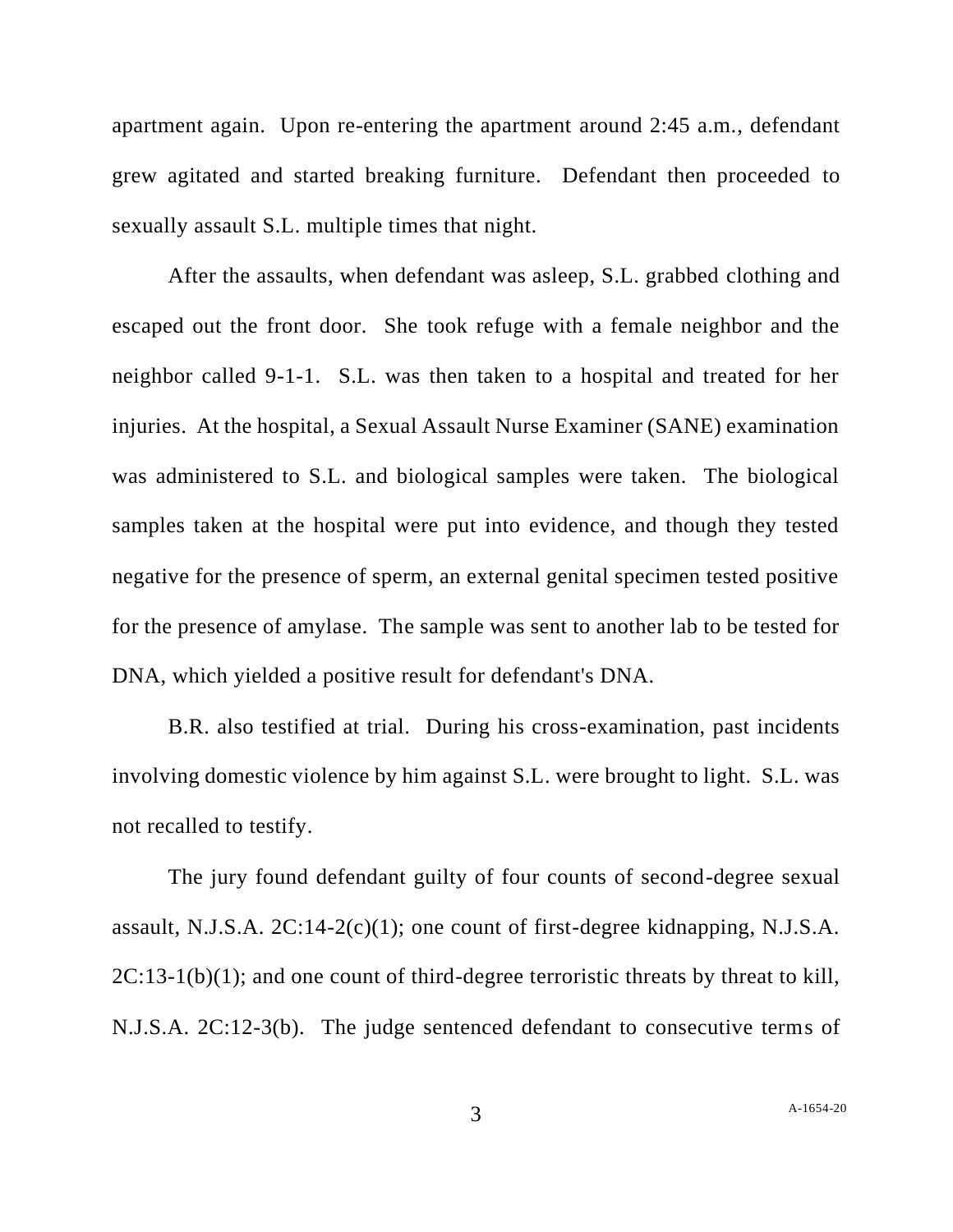apartment again. Upon re-entering the apartment around 2:45 a.m., defendant grew agitated and started breaking furniture. Defendant then proceeded to sexually assault S.L. multiple times that night.

After the assaults, when defendant was asleep, S.L. grabbed clothing and escaped out the front door. She took refuge with a female neighbor and the neighbor called 9-1-1. S.L. was then taken to a hospital and treated for her injuries. At the hospital, a Sexual Assault Nurse Examiner (SANE) examination was administered to S.L. and biological samples were taken. The biological samples taken at the hospital were put into evidence, and though they tested negative for the presence of sperm, an external genital specimen tested positive for the presence of amylase. The sample was sent to another lab to be tested for DNA, which yielded a positive result for defendant's DNA.

B.R. also testified at trial. During his cross-examination, past incidents involving domestic violence by him against S.L. were brought to light. S.L. was not recalled to testify.

The jury found defendant guilty of four counts of second-degree sexual assault, N.J.S.A. 2C:14-2(c)(1); one count of first-degree kidnapping, N.J.S.A. 2C:13-1(b)(1); and one count of third-degree terroristic threats by threat to kill, N.J.S.A. 2C:12-3(b). The judge sentenced defendant to consecutive terms of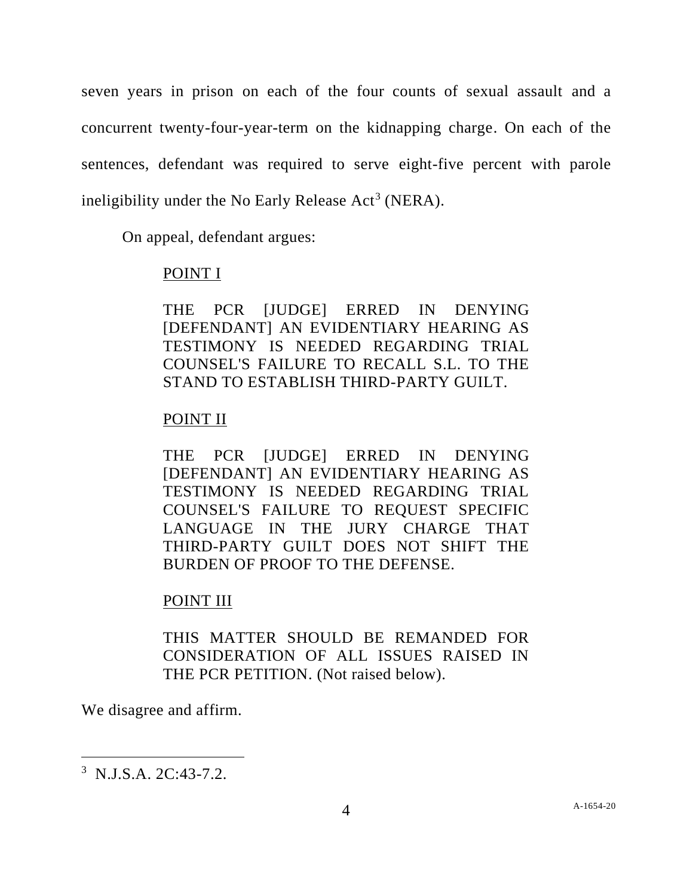seven years in prison on each of the four counts of sexual assault and a concurrent twenty-four-year-term on the kidnapping charge. On each of the sentences, defendant was required to serve eight-five percent with parole ineligibility under the No Early Release Act[3] (NERA).

On appeal, defendant argues:

> POINT I
>
> THE PCR [JUDGE] ERRED IN DENYING [DEFENDANT] AN EVIDENTIARY HEARING AS TESTIMONY IS NEEDED REGARDING TRIAL COUNSEL'S FAILURE TO RECALL S.L. TO THE STAND TO ESTABLISH THIRD-PARTY GUILT.
>
> POINT II
>
> THE PCR [JUDGE] ERRED IN DENYING [DEFENDANT] AN EVIDENTIARY HEARING AS TESTIMONY IS NEEDED REGARDING TRIAL COUNSEL'S FAILURE TO REQUEST SPECIFIC LANGUAGE IN THE JURY CHARGE THAT THIRD-PARTY GUILT DOES NOT SHIFT THE BURDEN OF PROOF TO THE DEFENSE.
>
> POINT III
>
> THIS MATTER SHOULD BE REMANDED FOR CONSIDERATION OF ALL ISSUES RAISED IN THE PCR PETITION. (Not raised below).

We disagree and affirm.

---

[3] N.J.S.A. 2C:43-7.2.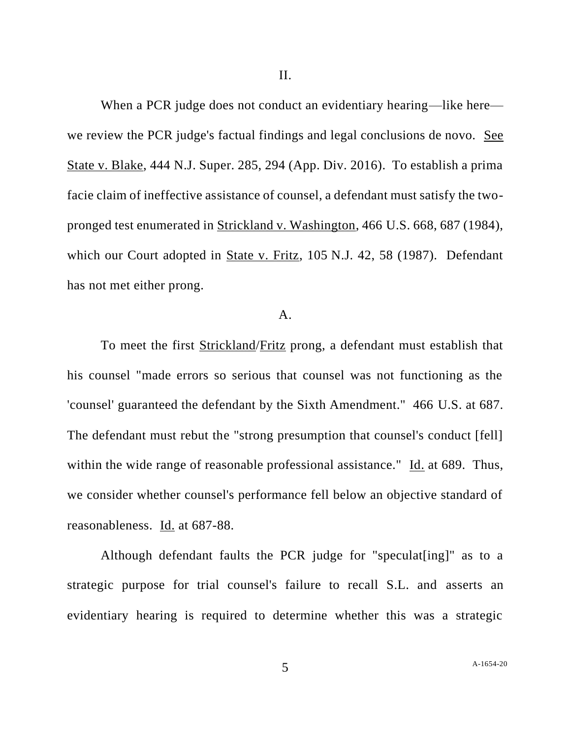## II.

When a PCR judge does not conduct an evidentiary hearing—like here—we review the PCR judge's factual findings and legal conclusions de novo. See State v. Blake, 444 N.J. Super. 285, 294 (App. Div. 2016). To establish a prima facie claim of ineffective assistance of counsel, a defendant must satisfy the two-pronged test enumerated in Strickland v. Washington, 466 U.S. 668, 687 (1984), which our Court adopted in State v. Fritz, 105 N.J. 42, 58 (1987). Defendant has not met either prong.

### A.

To meet the first Strickland/Fritz prong, a defendant must establish that his counsel "made errors so serious that counsel was not functioning as the 'counsel' guaranteed the defendant by the Sixth Amendment." 466 U.S. at 687. The defendant must rebut the "strong presumption that counsel's conduct [fell] within the wide range of reasonable professional assistance." Id. at 689. Thus, we consider whether counsel's performance fell below an objective standard of reasonableness. Id. at 687-88.

Although defendant faults the PCR judge for "speculat[ing]" as to a strategic purpose for trial counsel's failure to recall S.L. and asserts an evidentiary hearing is required to determine whether this was a strategic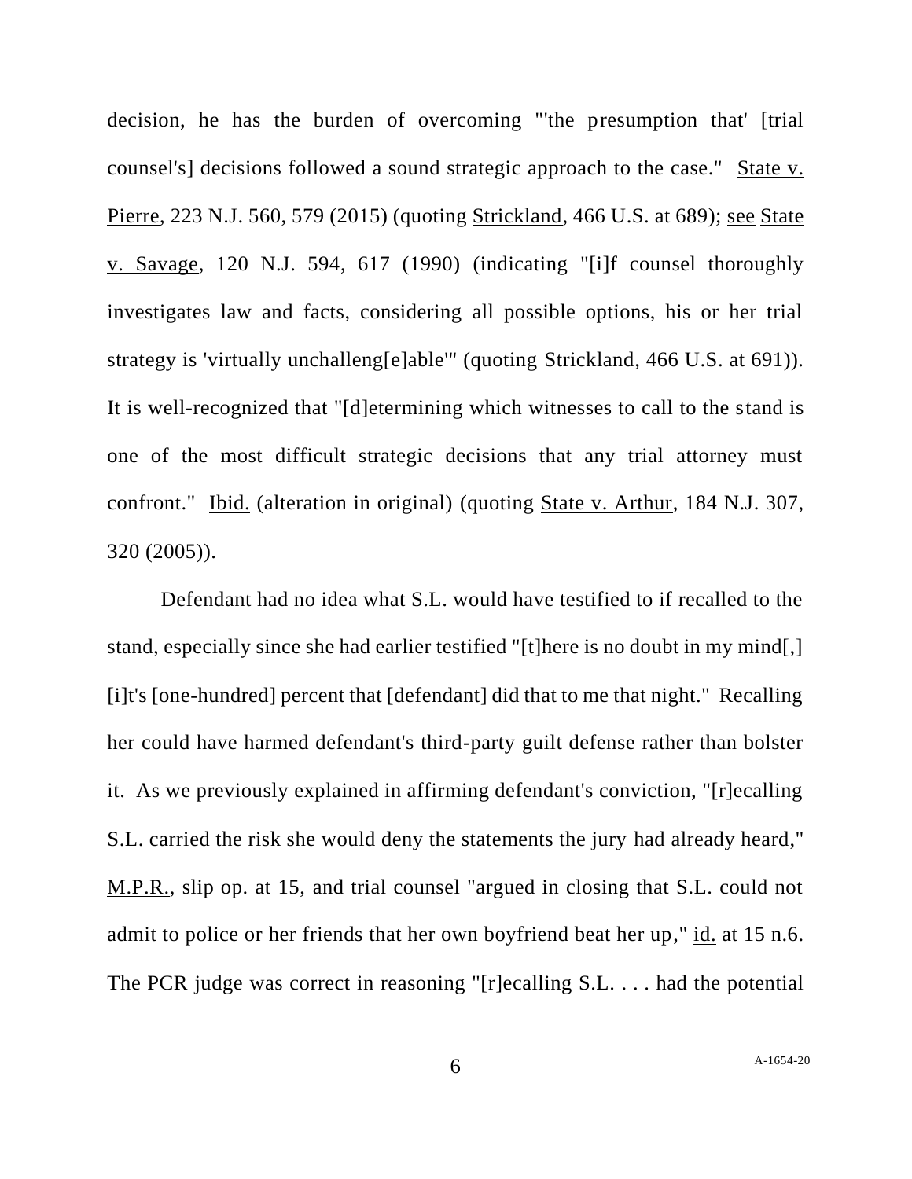decision, he has the burden of overcoming "'the presumption that' [trial counsel's] decisions followed a sound strategic approach to the case." State v. Pierre, 223 N.J. 560, 579 (2015) (quoting Strickland, 466 U.S. at 689); see State v. Savage, 120 N.J. 594, 617 (1990) (indicating "[i]f counsel thoroughly investigates law and facts, considering all possible options, his or her trial strategy is 'virtually unchalleng[e]able'" (quoting Strickland, 466 U.S. at 691)). It is well-recognized that "[d]etermining which witnesses to call to the stand is one of the most difficult strategic decisions that any trial attorney must confront." Ibid. (alteration in original) (quoting State v. Arthur, 184 N.J. 307, 320 (2005)).

Defendant had no idea what S.L. would have testified to if recalled to the stand, especially since she had earlier testified "[t]here is no doubt in my mind[,] [i]t's [one-hundred] percent that [defendant] did that to me that night." Recalling her could have harmed defendant's third-party guilt defense rather than bolster it. As we previously explained in affirming defendant's conviction, "[r]ecalling S.L. carried the risk she would deny the statements the jury had already heard," M.P.R., slip op. at 15, and trial counsel "argued in closing that S.L. could not admit to police or her friends that her own boyfriend beat her up," id. at 15 n.6. The PCR judge was correct in reasoning "[r]ecalling S.L. . . . had the potential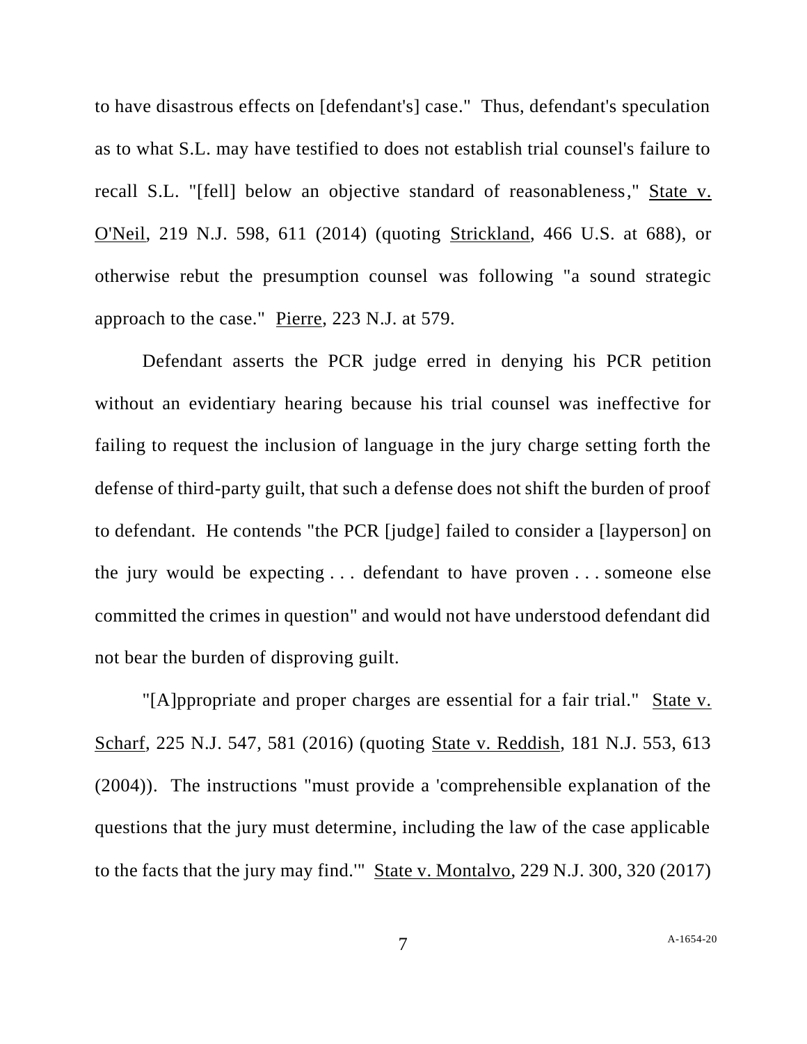to have disastrous effects on [defendant's] case." Thus, defendant's speculation as to what S.L. may have testified to does not establish trial counsel's failure to recall S.L. "[fell] below an objective standard of reasonableness," State v. O'Neil, 219 N.J. 598, 611 (2014) (quoting Strickland, 466 U.S. at 688), or otherwise rebut the presumption counsel was following "a sound strategic approach to the case." Pierre, 223 N.J. at 579.

Defendant asserts the PCR judge erred in denying his PCR petition without an evidentiary hearing because his trial counsel was ineffective for failing to request the inclusion of language in the jury charge setting forth the defense of third-party guilt, that such a defense does not shift the burden of proof to defendant. He contends "the PCR [judge] failed to consider a [layperson] on the jury would be expecting . . . defendant to have proven . . . someone else committed the crimes in question" and would not have understood defendant did not bear the burden of disproving guilt.

"[A]ppropriate and proper charges are essential for a fair trial." State v. Scharf, 225 N.J. 547, 581 (2016) (quoting State v. Reddish, 181 N.J. 553, 613 (2004)). The instructions "must provide a 'comprehensible explanation of the questions that the jury must determine, including the law of the case applicable to the facts that the jury may find.'" State v. Montalvo, 229 N.J. 300, 320 (2017)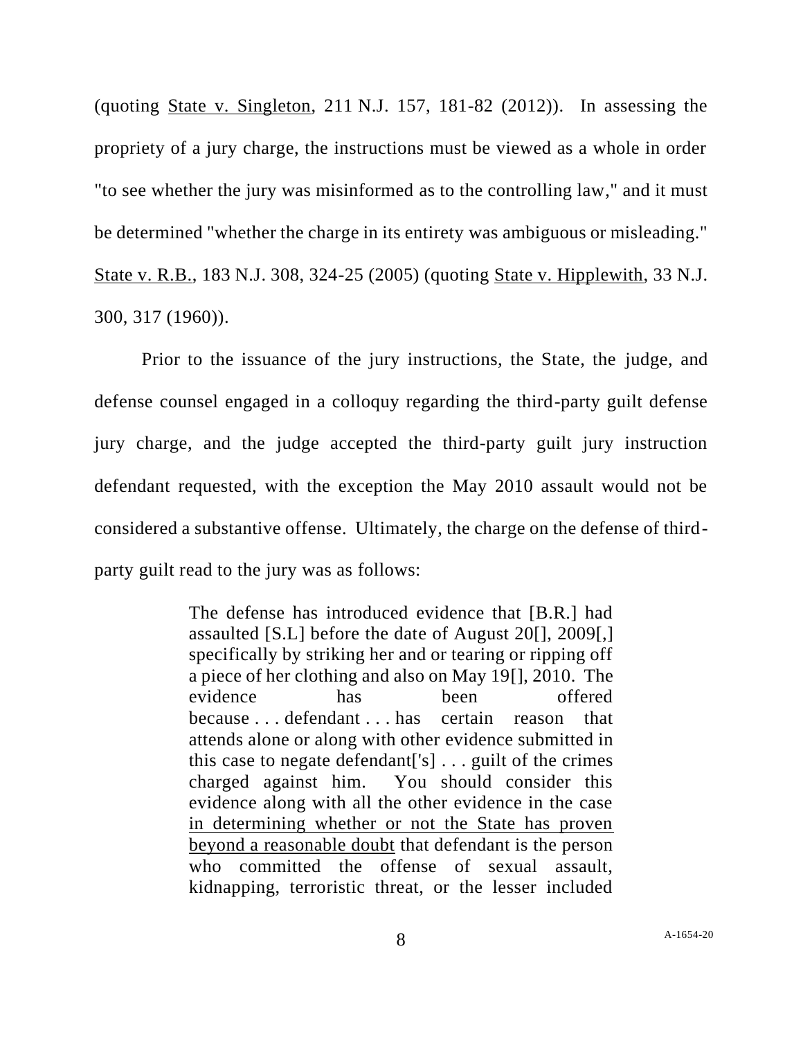(quoting State v. Singleton, 211 N.J. 157, 181-82 (2012)). In assessing the propriety of a jury charge, the instructions must be viewed as a whole in order "to see whether the jury was misinformed as to the controlling law," and it must be determined "whether the charge in its entirety was ambiguous or misleading." State v. R.B., 183 N.J. 308, 324-25 (2005) (quoting State v. Hipplewith, 33 N.J. 300, 317 (1960)).

Prior to the issuance of the jury instructions, the State, the judge, and defense counsel engaged in a colloquy regarding the third-party guilt defense jury charge, and the judge accepted the third-party guilt jury instruction defendant requested, with the exception the May 2010 assault would not be considered a substantive offense. Ultimately, the charge on the defense of third-party guilt read to the jury was as follows:

> The defense has introduced evidence that [B.R.] had assaulted [S.L] before the date of August 20[], 2009[,] specifically by striking her and or tearing or ripping off a piece of her clothing and also on May 19[], 2010. The evidence has been offered because . . . defendant . . . has certain reason that attends alone or along with other evidence submitted in this case to negate defendant['s] . . . guilt of the crimes charged against him. You should consider this evidence along with all the other evidence in the case <u>in determining whether or not the State has proven beyond a reasonable doubt</u> that defendant is the person who committed the offense of sexual assault, kidnapping, terroristic threat, or the lesser included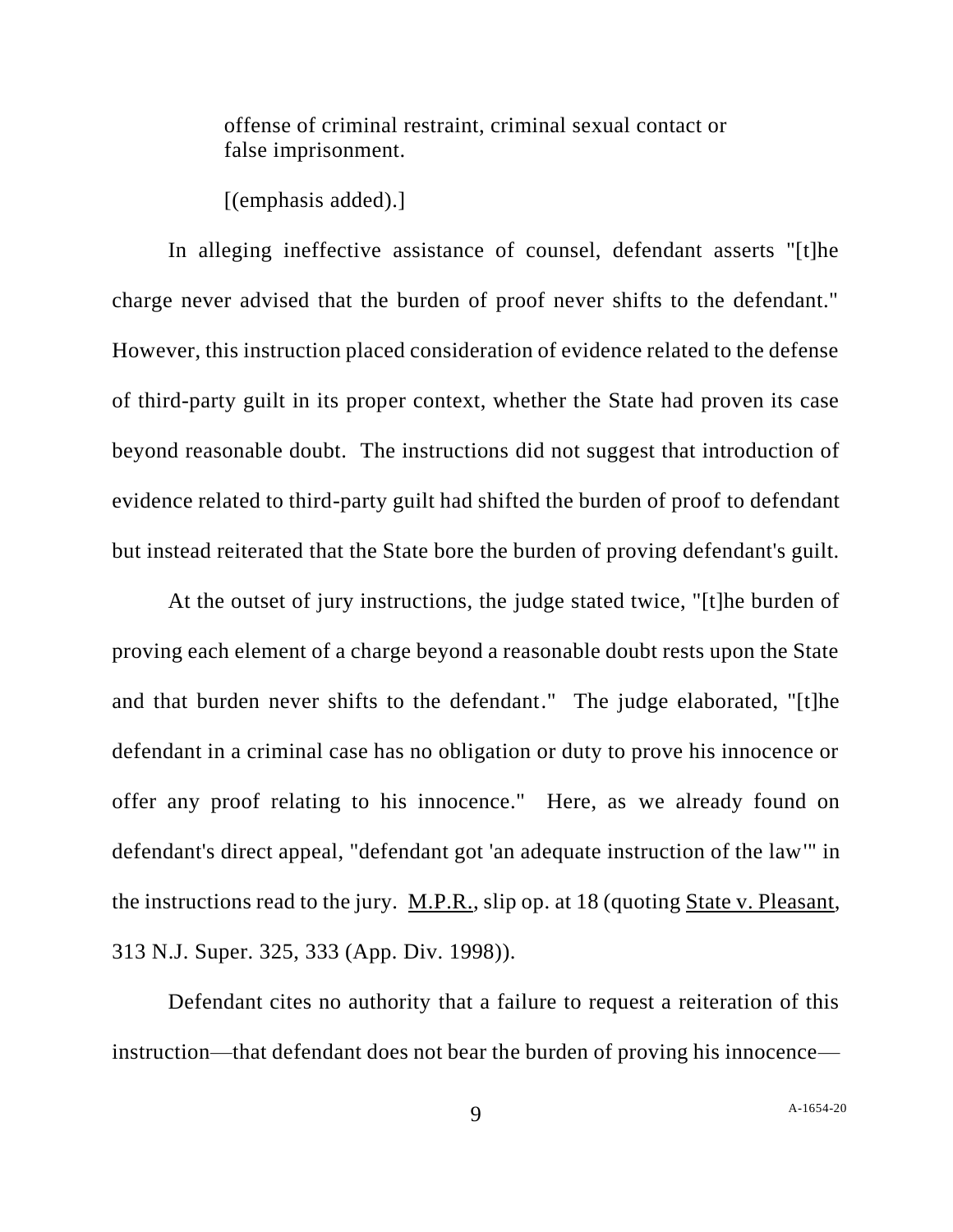> offense of criminal restraint, criminal sexual contact or false imprisonment.
>
> [(emphasis added).]

In alleging ineffective assistance of counsel, defendant asserts "[t]he charge never advised that the burden of proof never shifts to the defendant." However, this instruction placed consideration of evidence related to the defense of third-party guilt in its proper context, whether the State had proven its case beyond reasonable doubt. The instructions did not suggest that introduction of evidence related to third-party guilt had shifted the burden of proof to defendant but instead reiterated that the State bore the burden of proving defendant's guilt.

At the outset of jury instructions, the judge stated twice, "[t]he burden of proving each element of a charge beyond a reasonable doubt rests upon the State and that burden never shifts to the defendant." The judge elaborated, "[t]he defendant in a criminal case has no obligation or duty to prove his innocence or offer any proof relating to his innocence." Here, as we already found on defendant's direct appeal, "defendant got 'an adequate instruction of the law'" in the instructions read to the jury. M.P.R., slip op. at 18 (quoting State v. Pleasant, 313 N.J. Super. 325, 333 (App. Div. 1998)).

Defendant cites no authority that a failure to request a reiteration of this instruction—that defendant does not bear the burden of proving his innocence—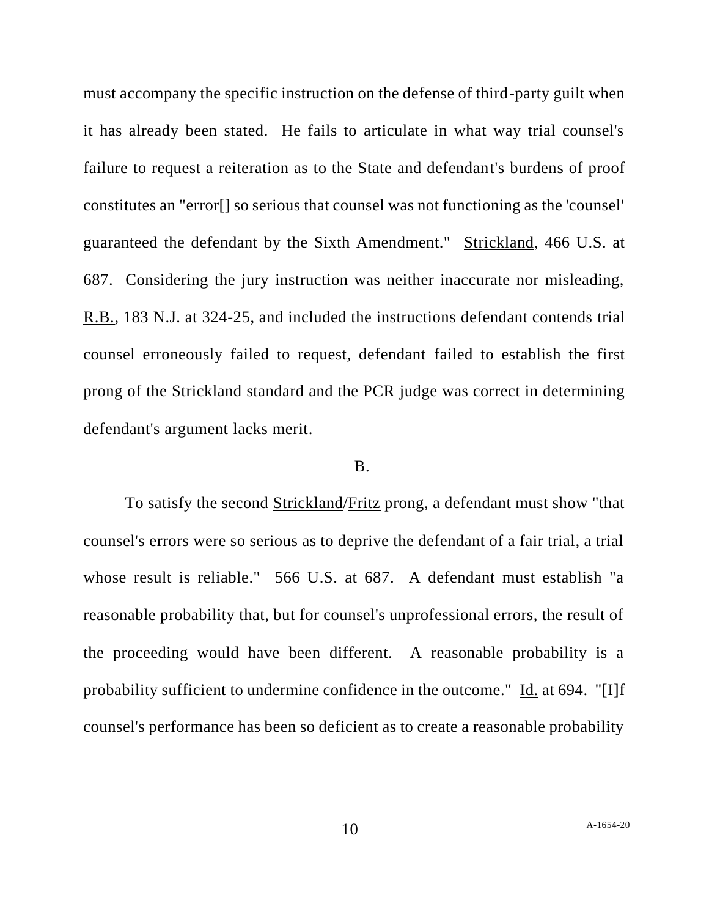must accompany the specific instruction on the defense of third-party guilt when it has already been stated. He fails to articulate in what way trial counsel's failure to request a reiteration as to the State and defendant's burdens of proof constitutes an "error[] so serious that counsel was not functioning as the 'counsel' guaranteed the defendant by the Sixth Amendment." Strickland, 466 U.S. at 687. Considering the jury instruction was neither inaccurate nor misleading, R.B., 183 N.J. at 324-25, and included the instructions defendant contends trial counsel erroneously failed to request, defendant failed to establish the first prong of the Strickland standard and the PCR judge was correct in determining defendant's argument lacks merit.

B.

To satisfy the second Strickland/Fritz prong, a defendant must show "that counsel's errors were so serious as to deprive the defendant of a fair trial, a trial whose result is reliable." 566 U.S. at 687. A defendant must establish "a reasonable probability that, but for counsel's unprofessional errors, the result of the proceeding would have been different. A reasonable probability is a probability sufficient to undermine confidence in the outcome." Id. at 694. "[I]f counsel's performance has been so deficient as to create a reasonable probability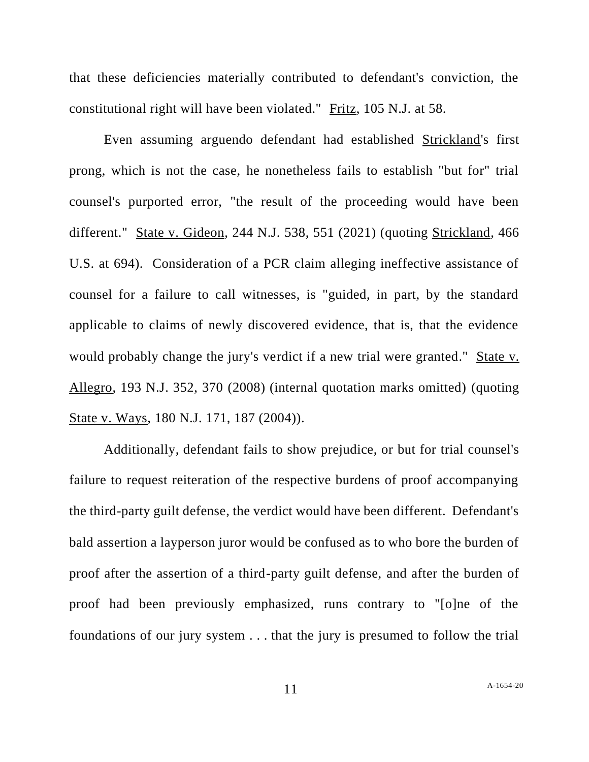that these deficiencies materially contributed to defendant's conviction, the constitutional right will have been violated." Fritz, 105 N.J. at 58.

Even assuming arguendo defendant had established Strickland's first prong, which is not the case, he nonetheless fails to establish "but for" trial counsel's purported error, "the result of the proceeding would have been different." State v. Gideon, 244 N.J. 538, 551 (2021) (quoting Strickland, 466 U.S. at 694). Consideration of a PCR claim alleging ineffective assistance of counsel for a failure to call witnesses, is "guided, in part, by the standard applicable to claims of newly discovered evidence, that is, that the evidence would probably change the jury's verdict if a new trial were granted." State v. Allegro, 193 N.J. 352, 370 (2008) (internal quotation marks omitted) (quoting State v. Ways, 180 N.J. 171, 187 (2004)).

Additionally, defendant fails to show prejudice, or but for trial counsel's failure to request reiteration of the respective burdens of proof accompanying the third-party guilt defense, the verdict would have been different. Defendant's bald assertion a layperson juror would be confused as to who bore the burden of proof after the assertion of a third-party guilt defense, and after the burden of proof had been previously emphasized, runs contrary to "[o]ne of the foundations of our jury system . . . that the jury is presumed to follow the trial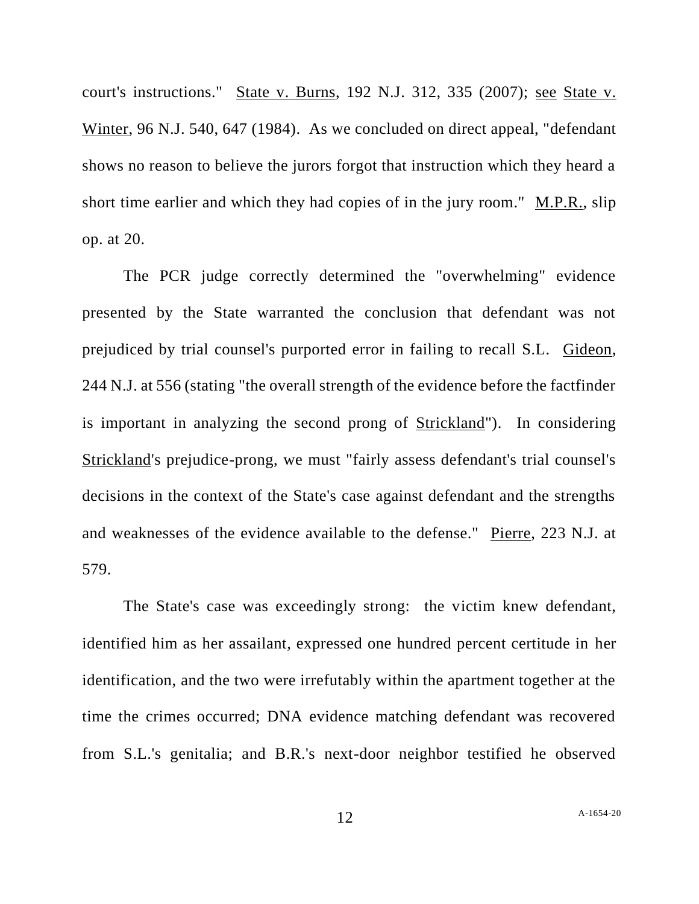court's instructions." State v. Burns, 192 N.J. 312, 335 (2007); see State v. Winter, 96 N.J. 540, 647 (1984). As we concluded on direct appeal, "defendant shows no reason to believe the jurors forgot that instruction which they heard a short time earlier and which they had copies of in the jury room." M.P.R., slip op. at 20.

The PCR judge correctly determined the "overwhelming" evidence presented by the State warranted the conclusion that defendant was not prejudiced by trial counsel's purported error in failing to recall S.L. Gideon, 244 N.J. at 556 (stating "the overall strength of the evidence before the factfinder is important in analyzing the second prong of Strickland"). In considering Strickland's prejudice-prong, we must "fairly assess defendant's trial counsel's decisions in the context of the State's case against defendant and the strengths and weaknesses of the evidence available to the defense." Pierre, 223 N.J. at 579.

The State's case was exceedingly strong: the victim knew defendant, identified him as her assailant, expressed one hundred percent certitude in her identification, and the two were irrefutably within the apartment together at the time the crimes occurred; DNA evidence matching defendant was recovered from S.L.'s genitalia; and B.R.'s next-door neighbor testified he observed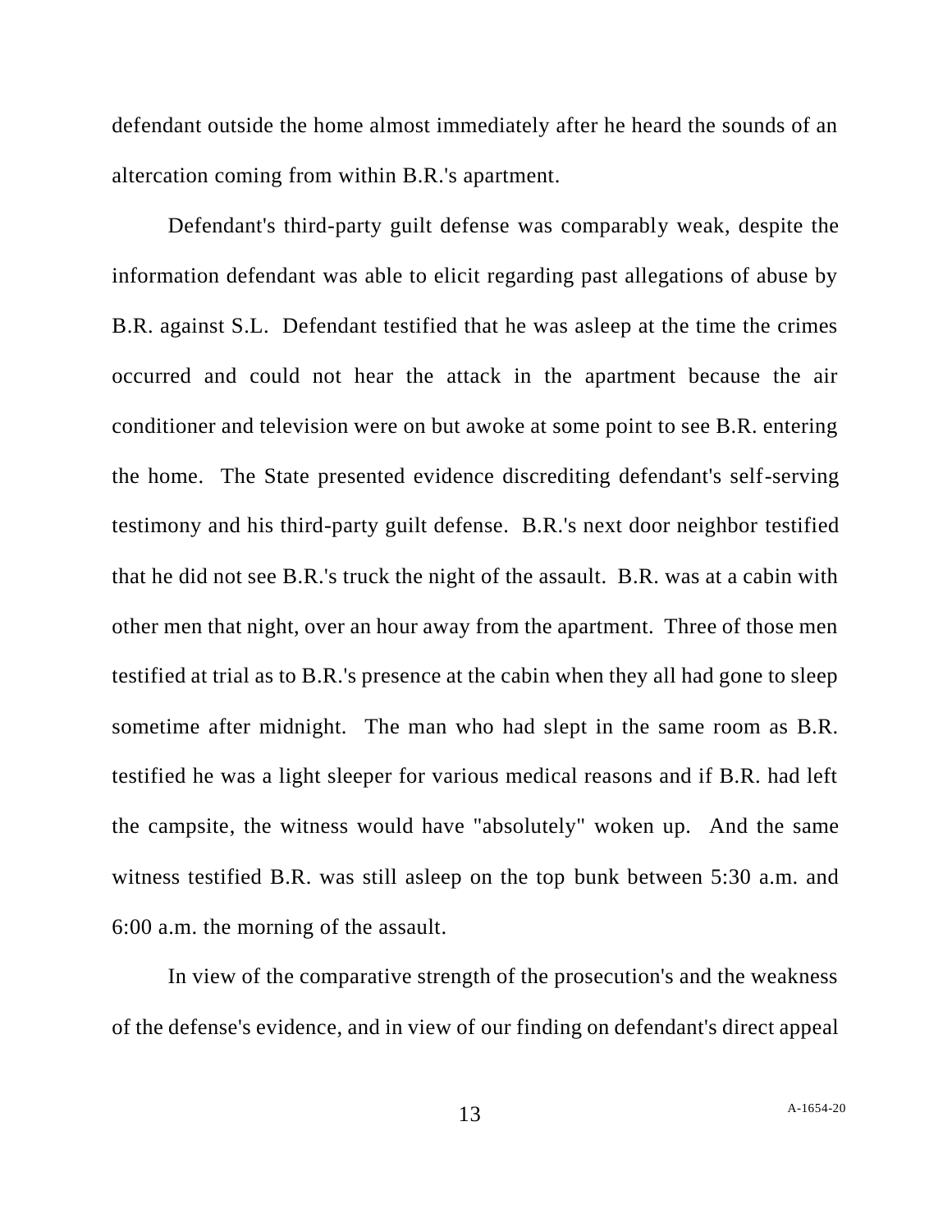defendant outside the home almost immediately after he heard the sounds of an altercation coming from within B.R.'s apartment.

Defendant's third-party guilt defense was comparably weak, despite the information defendant was able to elicit regarding past allegations of abuse by B.R. against S.L. Defendant testified that he was asleep at the time the crimes occurred and could not hear the attack in the apartment because the air conditioner and television were on but awoke at some point to see B.R. entering the home. The State presented evidence discrediting defendant's self-serving testimony and his third-party guilt defense. B.R.'s next door neighbor testified that he did not see B.R.'s truck the night of the assault. B.R. was at a cabin with other men that night, over an hour away from the apartment. Three of those men testified at trial as to B.R.'s presence at the cabin when they all had gone to sleep sometime after midnight. The man who had slept in the same room as B.R. testified he was a light sleeper for various medical reasons and if B.R. had left the campsite, the witness would have "absolutely" woken up. And the same witness testified B.R. was still asleep on the top bunk between 5:30 a.m. and 6:00 a.m. the morning of the assault.

In view of the comparative strength of the prosecution's and the weakness of the defense's evidence, and in view of our finding on defendant's direct appeal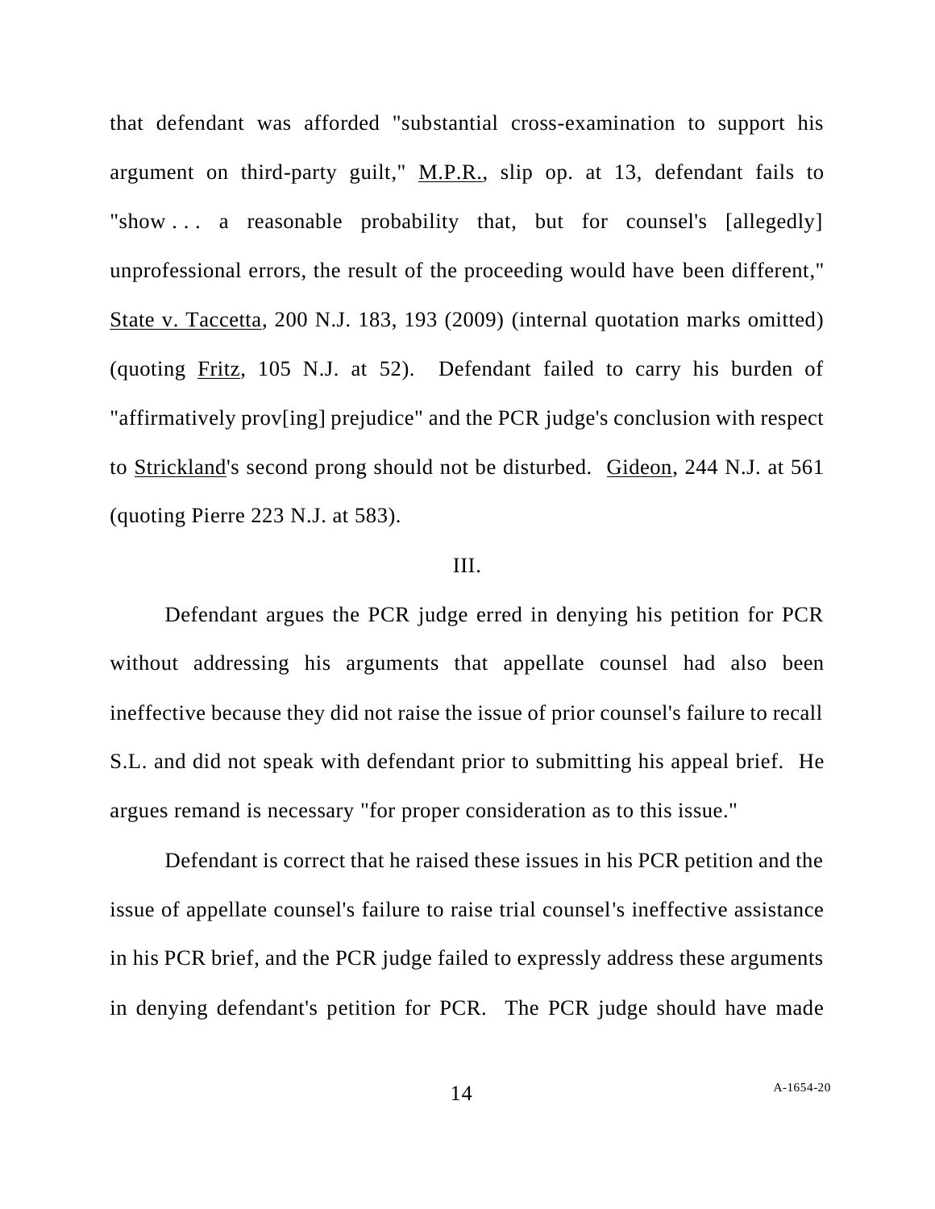that defendant was afforded "substantial cross-examination to support his argument on third-party guilt," M.P.R., slip op. at 13, defendant fails to "show . . . a reasonable probability that, but for counsel's [allegedly] unprofessional errors, the result of the proceeding would have been different," State v. Taccetta, 200 N.J. 183, 193 (2009) (internal quotation marks omitted) (quoting Fritz, 105 N.J. at 52). Defendant failed to carry his burden of "affirmatively prov[ing] prejudice" and the PCR judge's conclusion with respect to Strickland's second prong should not be disturbed. Gideon, 244 N.J. at 561 (quoting Pierre 223 N.J. at 583).

III.

Defendant argues the PCR judge erred in denying his petition for PCR without addressing his arguments that appellate counsel had also been ineffective because they did not raise the issue of prior counsel's failure to recall S.L. and did not speak with defendant prior to submitting his appeal brief. He argues remand is necessary "for proper consideration as to this issue."

Defendant is correct that he raised these issues in his PCR petition and the issue of appellate counsel's failure to raise trial counsel's ineffective assistance in his PCR brief, and the PCR judge failed to expressly address these arguments in denying defendant's petition for PCR. The PCR judge should have made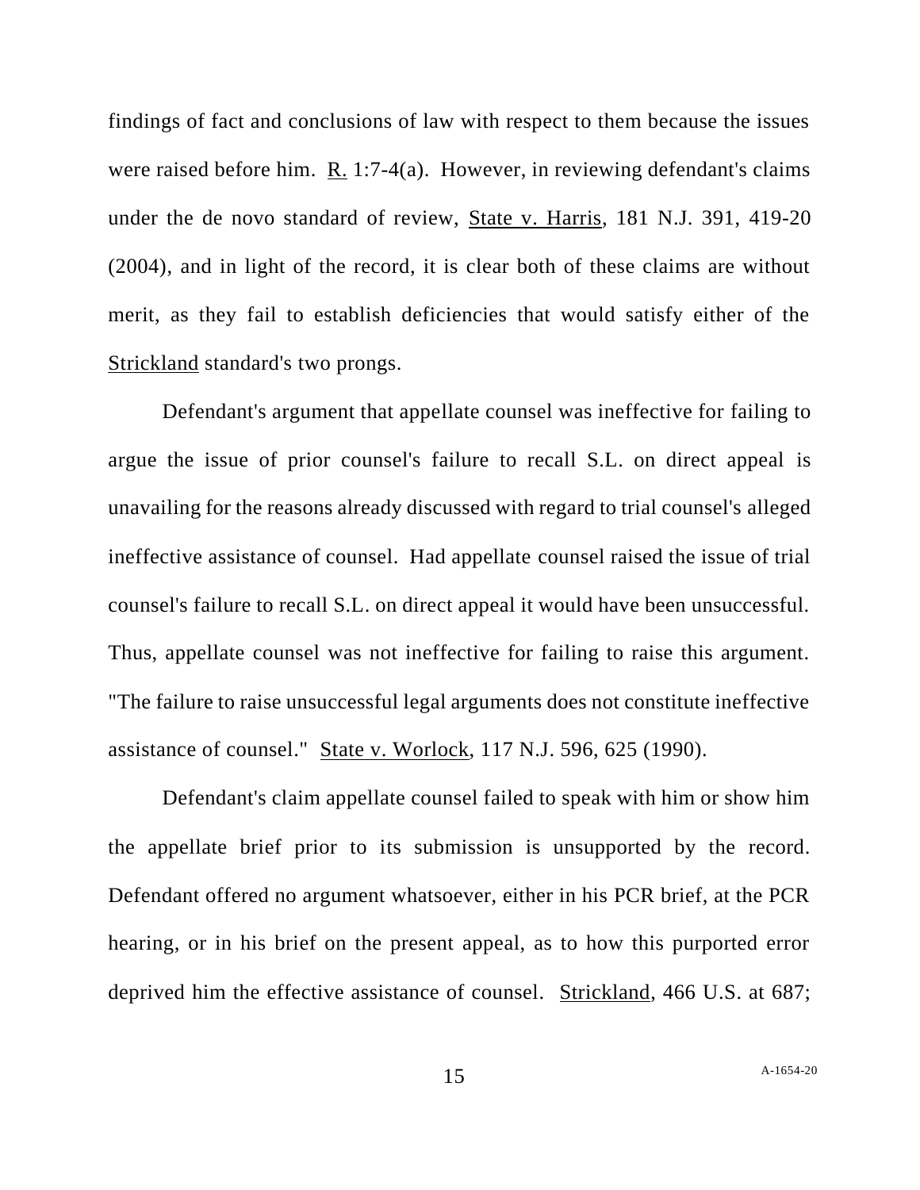findings of fact and conclusions of law with respect to them because the issues were raised before him. R. 1:7-4(a). However, in reviewing defendant's claims under the de novo standard of review, State v. Harris, 181 N.J. 391, 419-20 (2004), and in light of the record, it is clear both of these claims are without merit, as they fail to establish deficiencies that would satisfy either of the Strickland standard's two prongs.

Defendant's argument that appellate counsel was ineffective for failing to argue the issue of prior counsel's failure to recall S.L. on direct appeal is unavailing for the reasons already discussed with regard to trial counsel's alleged ineffective assistance of counsel. Had appellate counsel raised the issue of trial counsel's failure to recall S.L. on direct appeal it would have been unsuccessful. Thus, appellate counsel was not ineffective for failing to raise this argument. "The failure to raise unsuccessful legal arguments does not constitute ineffective assistance of counsel." State v. Worlock, 117 N.J. 596, 625 (1990).

Defendant's claim appellate counsel failed to speak with him or show him the appellate brief prior to its submission is unsupported by the record. Defendant offered no argument whatsoever, either in his PCR brief, at the PCR hearing, or in his brief on the present appeal, as to how this purported error deprived him the effective assistance of counsel. Strickland, 466 U.S. at 687;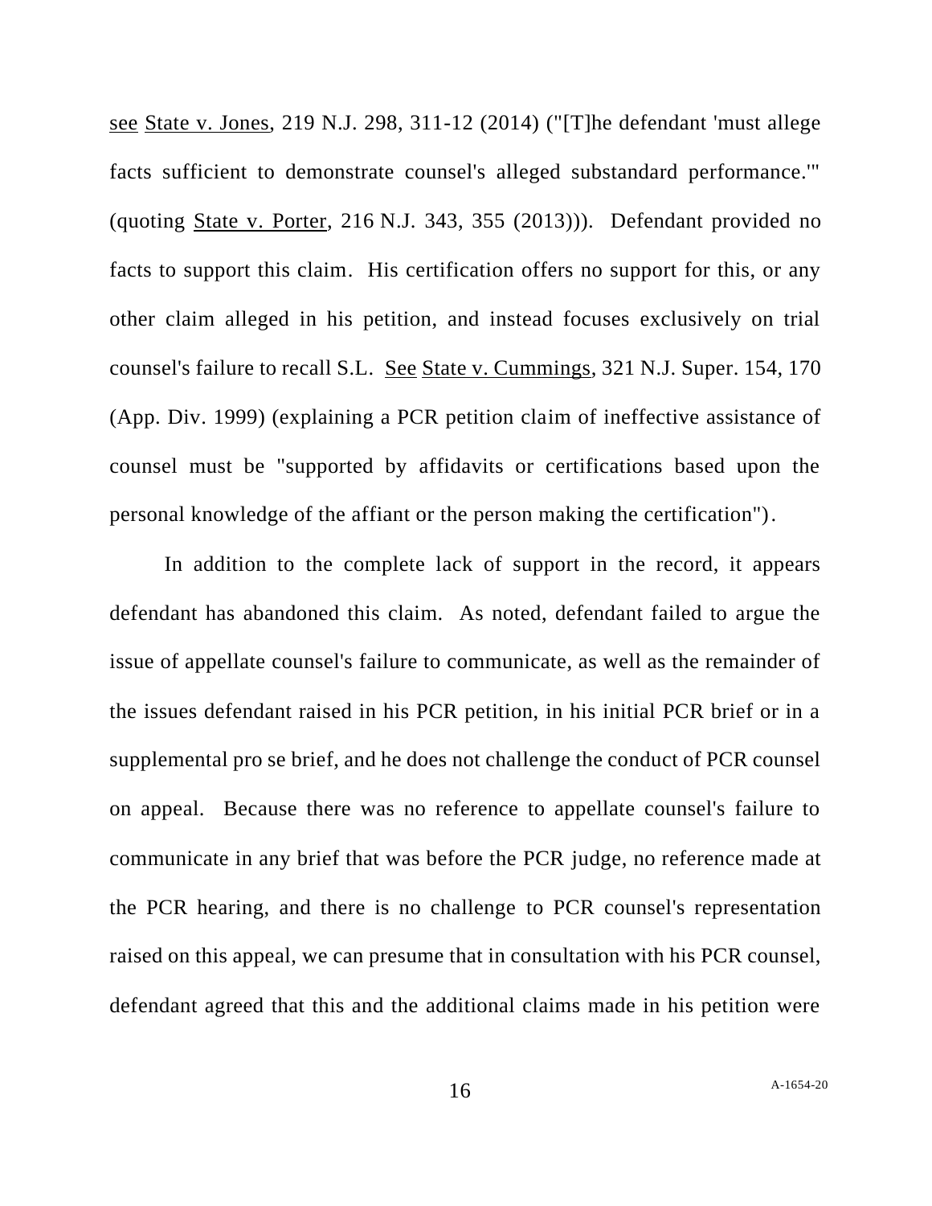see State v. Jones, 219 N.J. 298, 311-12 (2014) ("[T]he defendant 'must allege facts sufficient to demonstrate counsel's alleged substandard performance.'" (quoting State v. Porter, 216 N.J. 343, 355 (2013))). Defendant provided no facts to support this claim. His certification offers no support for this, or any other claim alleged in his petition, and instead focuses exclusively on trial counsel's failure to recall S.L. See State v. Cummings, 321 N.J. Super. 154, 170 (App. Div. 1999) (explaining a PCR petition claim of ineffective assistance of counsel must be "supported by affidavits or certifications based upon the personal knowledge of the affiant or the person making the certification").

In addition to the complete lack of support in the record, it appears defendant has abandoned this claim. As noted, defendant failed to argue the issue of appellate counsel's failure to communicate, as well as the remainder of the issues defendant raised in his PCR petition, in his initial PCR brief or in a supplemental pro se brief, and he does not challenge the conduct of PCR counsel on appeal. Because there was no reference to appellate counsel's failure to communicate in any brief that was before the PCR judge, no reference made at the PCR hearing, and there is no challenge to PCR counsel's representation raised on this appeal, we can presume that in consultation with his PCR counsel, defendant agreed that this and the additional claims made in his petition were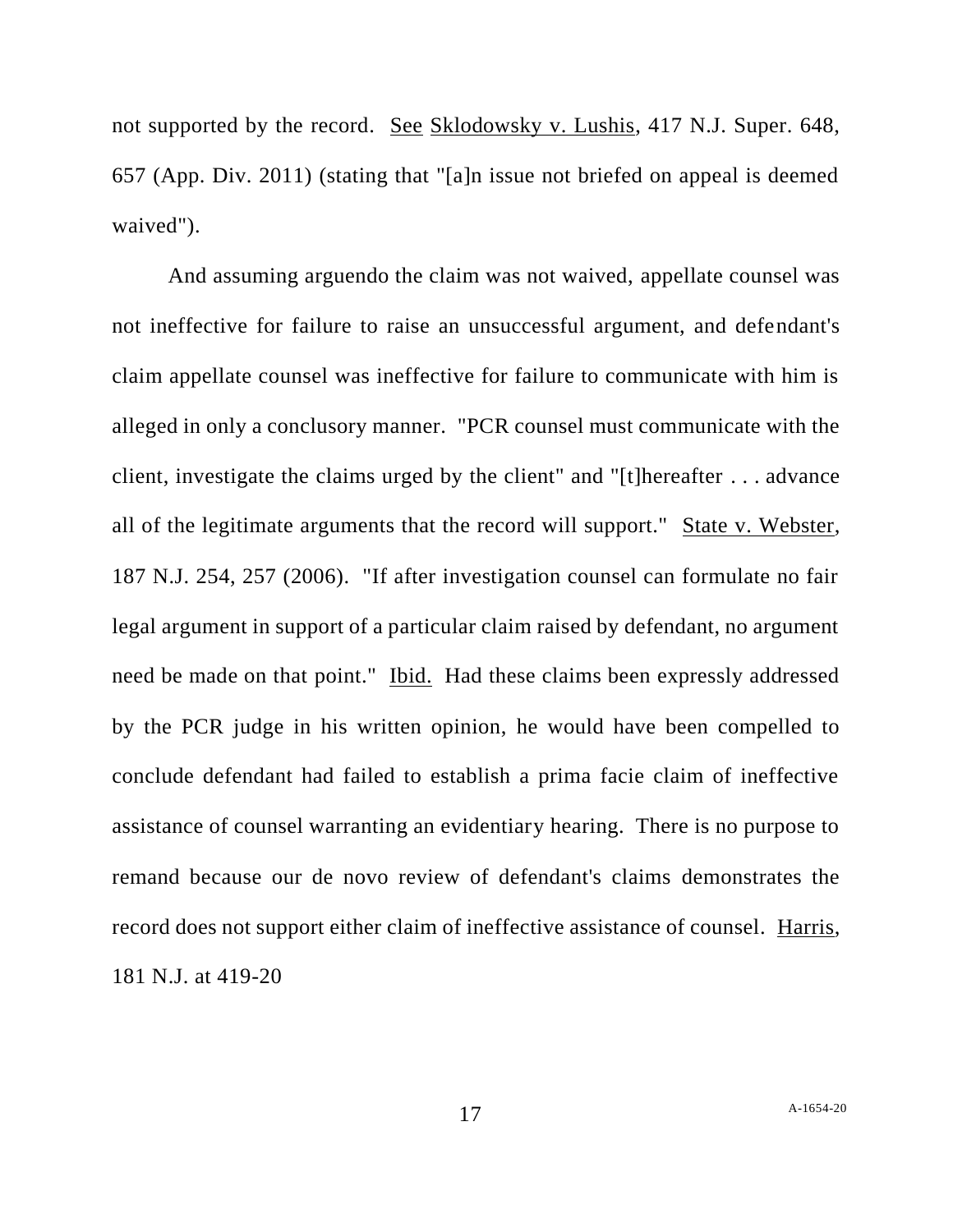not supported by the record. See Sklodowsky v. Lushis, 417 N.J. Super. 648, 657 (App. Div. 2011) (stating that "[a]n issue not briefed on appeal is deemed waived").

And assuming arguendo the claim was not waived, appellate counsel was not ineffective for failure to raise an unsuccessful argument, and defendant's claim appellate counsel was ineffective for failure to communicate with him is alleged in only a conclusory manner. "PCR counsel must communicate with the client, investigate the claims urged by the client" and "[t]hereafter . . . advance all of the legitimate arguments that the record will support." State v. Webster, 187 N.J. 254, 257 (2006). "If after investigation counsel can formulate no fair legal argument in support of a particular claim raised by defendant, no argument need be made on that point." Ibid. Had these claims been expressly addressed by the PCR judge in his written opinion, he would have been compelled to conclude defendant had failed to establish a prima facie claim of ineffective assistance of counsel warranting an evidentiary hearing. There is no purpose to remand because our de novo review of defendant's claims demonstrates the record does not support either claim of ineffective assistance of counsel. Harris, 181 N.J. at 419-20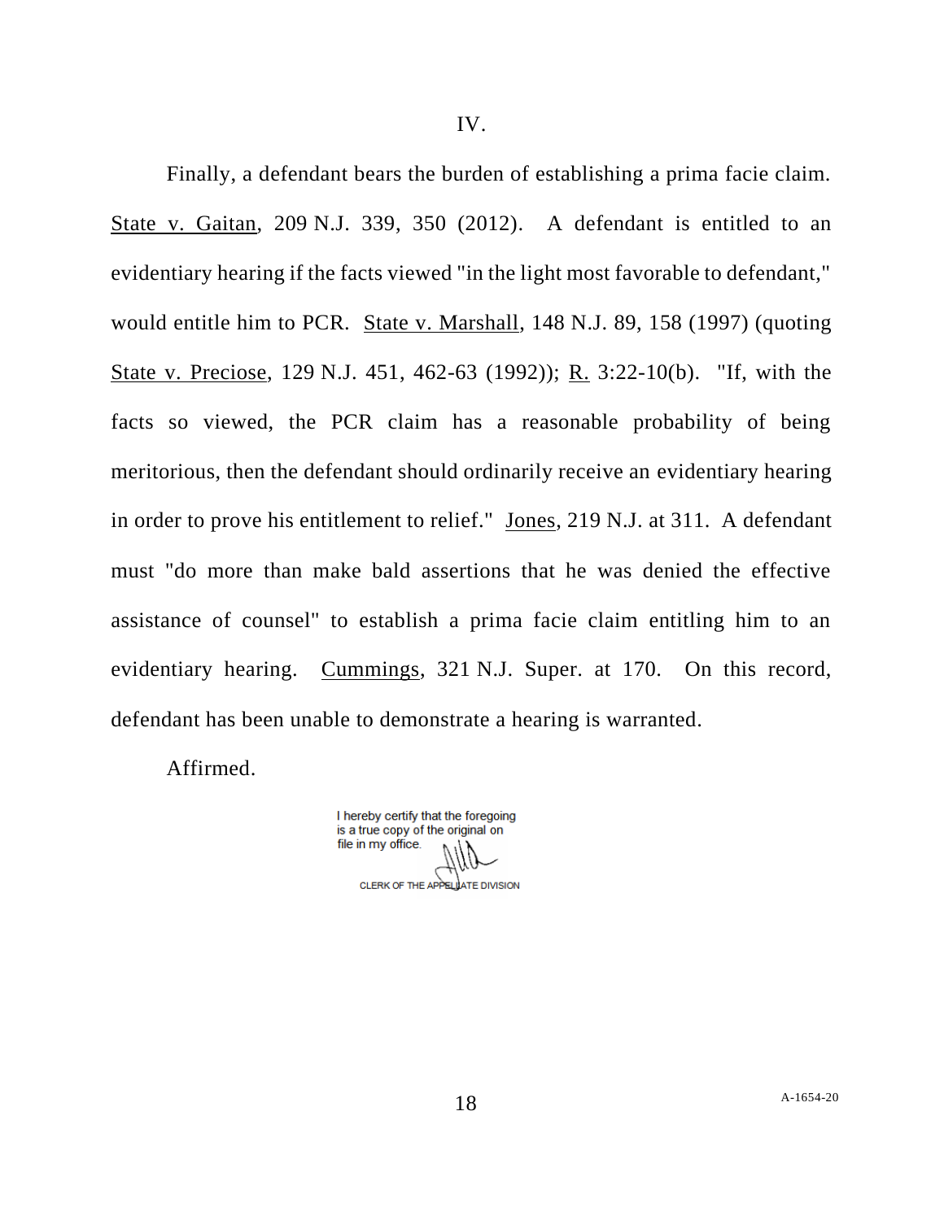IV.

Finally, a defendant bears the burden of establishing a prima facie claim. State v. Gaitan, 209 N.J. 339, 350 (2012). A defendant is entitled to an evidentiary hearing if the facts viewed "in the light most favorable to defendant," would entitle him to PCR. State v. Marshall, 148 N.J. 89, 158 (1997) (quoting State v. Preciose, 129 N.J. 451, 462-63 (1992)); R. 3:22-10(b). "If, with the facts so viewed, the PCR claim has a reasonable probability of being meritorious, then the defendant should ordinarily receive an evidentiary hearing in order to prove his entitlement to relief." Jones, 219 N.J. at 311. A defendant must "do more than make bald assertions that he was denied the effective assistance of counsel" to establish a prima facie claim entitling him to an evidentiary hearing. Cummings, 321 N.J. Super. at 170. On this record, defendant has been unable to demonstrate a hearing is warranted.

Affirmed.

I hereby certify that the foregoing is a true copy of the original on file in my office.

CLERK OF THE APPELLATE DIVISION